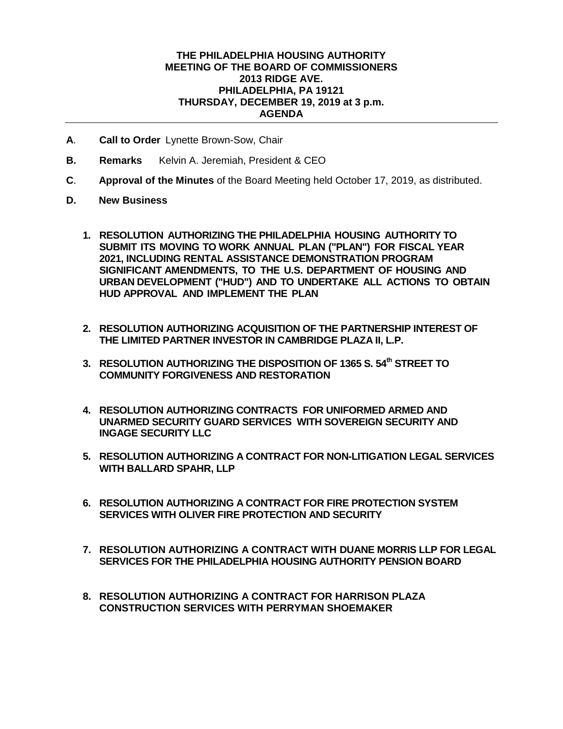**THE PHILADELPHIA HOUSING AUTHORITY**
**MEETING OF THE BOARD OF COMMISSIONERS**
**2013 RIDGE AVE.**
**PHILADELPHIA, PA 19121**
**THURSDAY, DECEMBER 19, 2019 at 3 p.m.**
**AGENDA**

---

**A**. **Call to Order** Lynette Brown-Sow, Chair

**B.** **Remarks** Kelvin A. Jeremiah, President & CEO

**C**. **Approval of the Minutes** of the Board Meeting held October 17, 2019, as distributed.

**D.** **New Business**

1. **RESOLUTION AUTHORIZING THE PHILADELPHIA HOUSING AUTHORITY TO SUBMIT ITS MOVING TO WORK ANNUAL PLAN ("PLAN") FOR FISCAL YEAR 2021, INCLUDING RENTAL ASSISTANCE DEMONSTRATION PROGRAM SIGNIFICANT AMENDMENTS, TO THE U.S. DEPARTMENT OF HOUSING AND URBAN DEVELOPMENT ("HUD") AND TO UNDERTAKE ALL ACTIONS TO OBTAIN HUD APPROVAL AND IMPLEMENT THE PLAN**

2. **RESOLUTION AUTHORIZING ACQUISITION OF THE PARTNERSHIP INTEREST OF THE LIMITED PARTNER INVESTOR IN CAMBRIDGE PLAZA II, L.P.**

3. **RESOLUTION AUTHORIZING THE DISPOSITION OF 1365 S. 54th STREET TO COMMUNITY FORGIVENESS AND RESTORATION**

4. **RESOLUTION AUTHORIZING CONTRACTS FOR UNIFORMED ARMED AND UNARMED SECURITY GUARD SERVICES WITH SOVEREIGN SECURITY AND INGAGE SECURITY LLC**

5. **RESOLUTION AUTHORIZING A CONTRACT FOR NON-LITIGATION LEGAL SERVICES WITH BALLARD SPAHR, LLP**

6. **RESOLUTION AUTHORIZING A CONTRACT FOR FIRE PROTECTION SYSTEM SERVICES WITH OLIVER FIRE PROTECTION AND SECURITY**

7. **RESOLUTION AUTHORIZING A CONTRACT WITH DUANE MORRIS LLP FOR LEGAL SERVICES FOR THE PHILADELPHIA HOUSING AUTHORITY PENSION BOARD**

8. **RESOLUTION AUTHORIZING A CONTRACT FOR HARRISON PLAZA CONSTRUCTION SERVICES WITH PERRYMAN SHOEMAKER**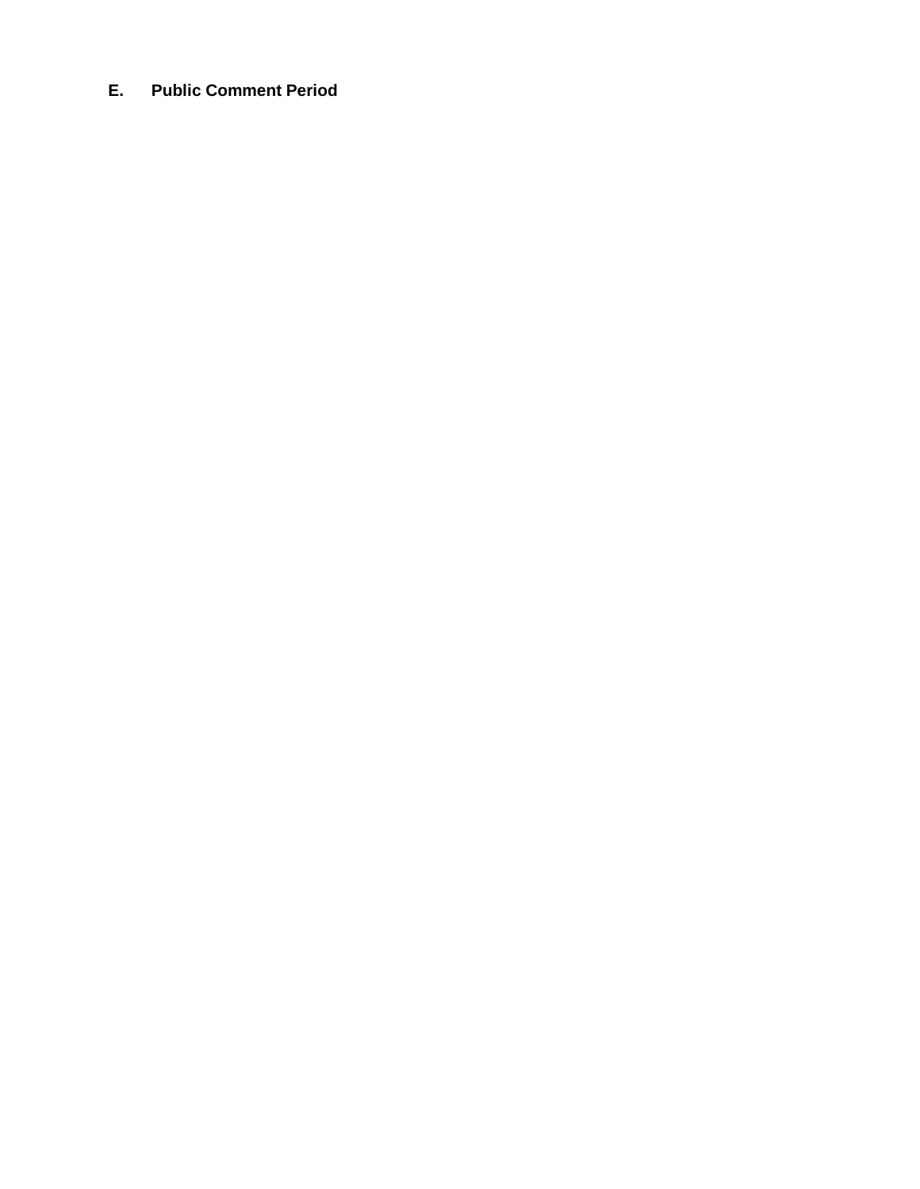**E. Public Comment Period**